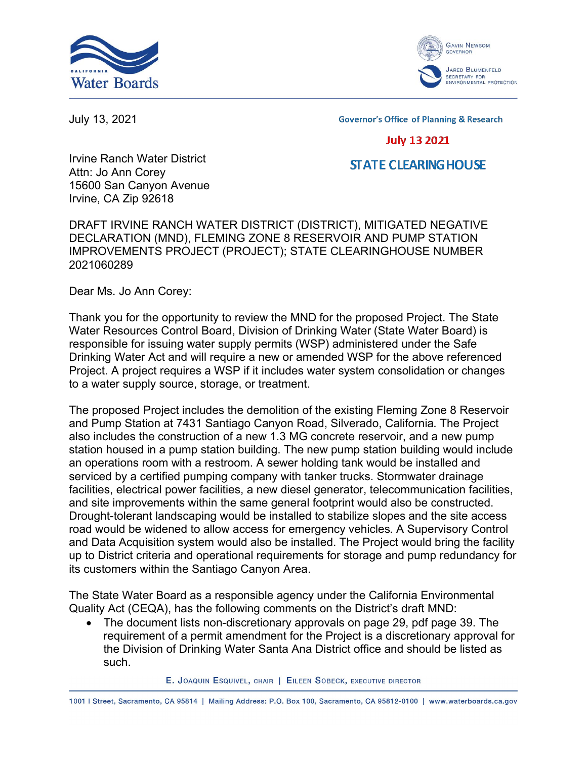July 13, 2021

Governor's Office of Planning & Research

July 13 2021

STATE CLEARINGHOUSE

Irvine Ranch Water District
Attn: Jo Ann Corey
15600 San Canyon Avenue
Irvine, CA Zip 92618

DRAFT IRVINE RANCH WATER DISTRICT (DISTRICT), MITIGATED NEGATIVE DECLARATION (MND), FLEMING ZONE 8 RESERVOIR AND PUMP STATION IMPROVEMENTS PROJECT (PROJECT); STATE CLEARINGHOUSE NUMBER 2021060289

Dear Ms. Jo Ann Corey:

Thank you for the opportunity to review the MND for the proposed Project. The State Water Resources Control Board, Division of Drinking Water (State Water Board) is responsible for issuing water supply permits (WSP) administered under the Safe Drinking Water Act and will require a new or amended WSP for the above referenced Project. A project requires a WSP if it includes water system consolidation or changes to a water supply source, storage, or treatment.

The proposed Project includes the demolition of the existing Fleming Zone 8 Reservoir and Pump Station at 7431 Santiago Canyon Road, Silverado, California. The Project also includes the construction of a new 1.3 MG concrete reservoir, and a new pump station housed in a pump station building. The new pump station building would include an operations room with a restroom. A sewer holding tank would be installed and serviced by a certified pumping company with tanker trucks. Stormwater drainage facilities, electrical power facilities, a new diesel generator, telecommunication facilities, and site improvements within the same general footprint would also be constructed. Drought-tolerant landscaping would be installed to stabilize slopes and the site access road would be widened to allow access for emergency vehicles. A Supervisory Control and Data Acquisition system would also be installed. The Project would bring the facility up to District criteria and operational requirements for storage and pump redundancy for its customers within the Santiago Canyon Area.

The State Water Board as a responsible agency under the California Environmental Quality Act (CEQA), has the following comments on the District's draft MND:

- The document lists non-discretionary approvals on page 29, pdf page 39. The requirement of a permit amendment for the Project is a discretionary approval for the Division of Drinking Water Santa Ana District office and should be listed as such.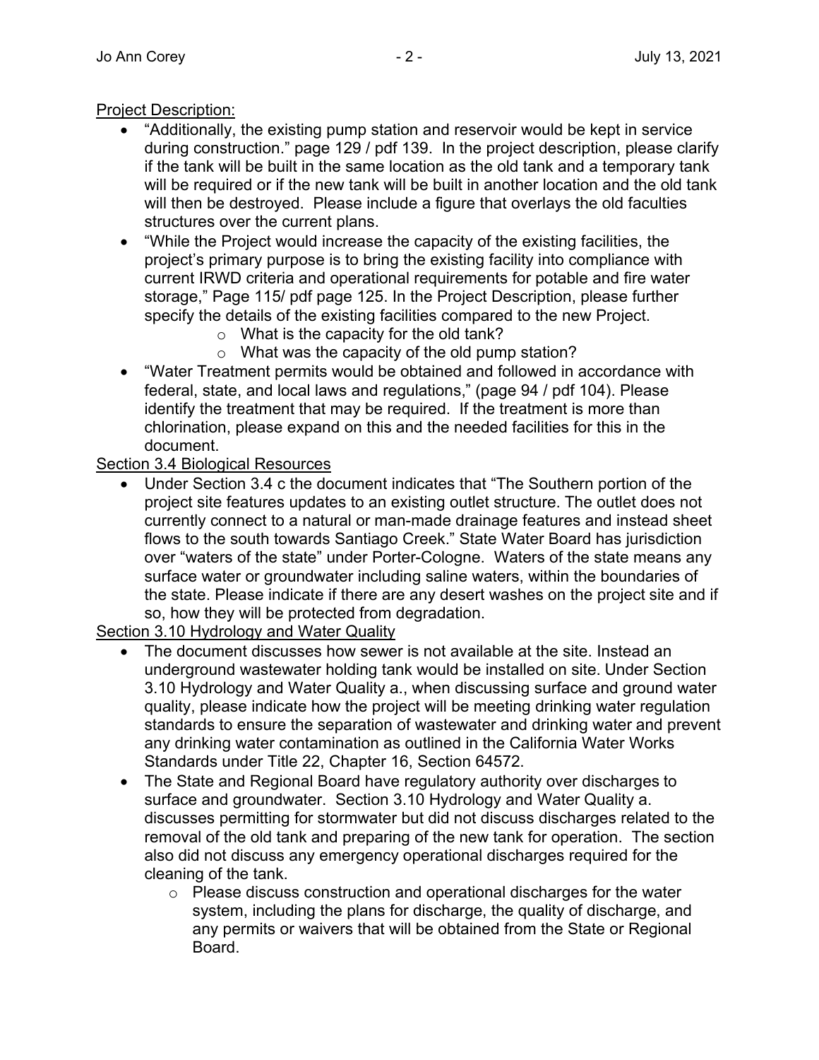Project Description:

- "Additionally, the existing pump station and reservoir would be kept in service during construction." page 129 / pdf 139. In the project description, please clarify if the tank will be built in the same location as the old tank and a temporary tank will be required or if the new tank will be built in another location and the old tank will then be destroyed. Please include a figure that overlays the old faculties structures over the current plans.
- "While the Project would increase the capacity of the existing facilities, the project's primary purpose is to bring the existing facility into compliance with current IRWD criteria and operational requirements for potable and fire water storage," Page 115/ pdf page 125. In the Project Description, please further specify the details of the existing facilities compared to the new Project.
  - What is the capacity for the old tank?
  - What was the capacity of the old pump station?
- "Water Treatment permits would be obtained and followed in accordance with federal, state, and local laws and regulations," (page 94 / pdf 104). Please identify the treatment that may be required. If the treatment is more than chlorination, please expand on this and the needed facilities for this in the document.

Section 3.4 Biological Resources

- Under Section 3.4 c the document indicates that "The Southern portion of the project site features updates to an existing outlet structure. The outlet does not currently connect to a natural or man-made drainage features and instead sheet flows to the south towards Santiago Creek." State Water Board has jurisdiction over "waters of the state" under Porter-Cologne. Waters of the state means any surface water or groundwater including saline waters, within the boundaries of the state. Please indicate if there are any desert washes on the project site and if so, how they will be protected from degradation.

Section 3.10 Hydrology and Water Quality

- The document discusses how sewer is not available at the site. Instead an underground wastewater holding tank would be installed on site. Under Section 3.10 Hydrology and Water Quality a., when discussing surface and ground water quality, please indicate how the project will be meeting drinking water regulation standards to ensure the separation of wastewater and drinking water and prevent any drinking water contamination as outlined in the California Water Works Standards under Title 22, Chapter 16, Section 64572.
- The State and Regional Board have regulatory authority over discharges to surface and groundwater. Section 3.10 Hydrology and Water Quality a. discusses permitting for stormwater but did not discuss discharges related to the removal of the old tank and preparing of the new tank for operation. The section also did not discuss any emergency operational discharges required for the cleaning of the tank.
  - Please discuss construction and operational discharges for the water system, including the plans for discharge, the quality of discharge, and any permits or waivers that will be obtained from the State or Regional Board.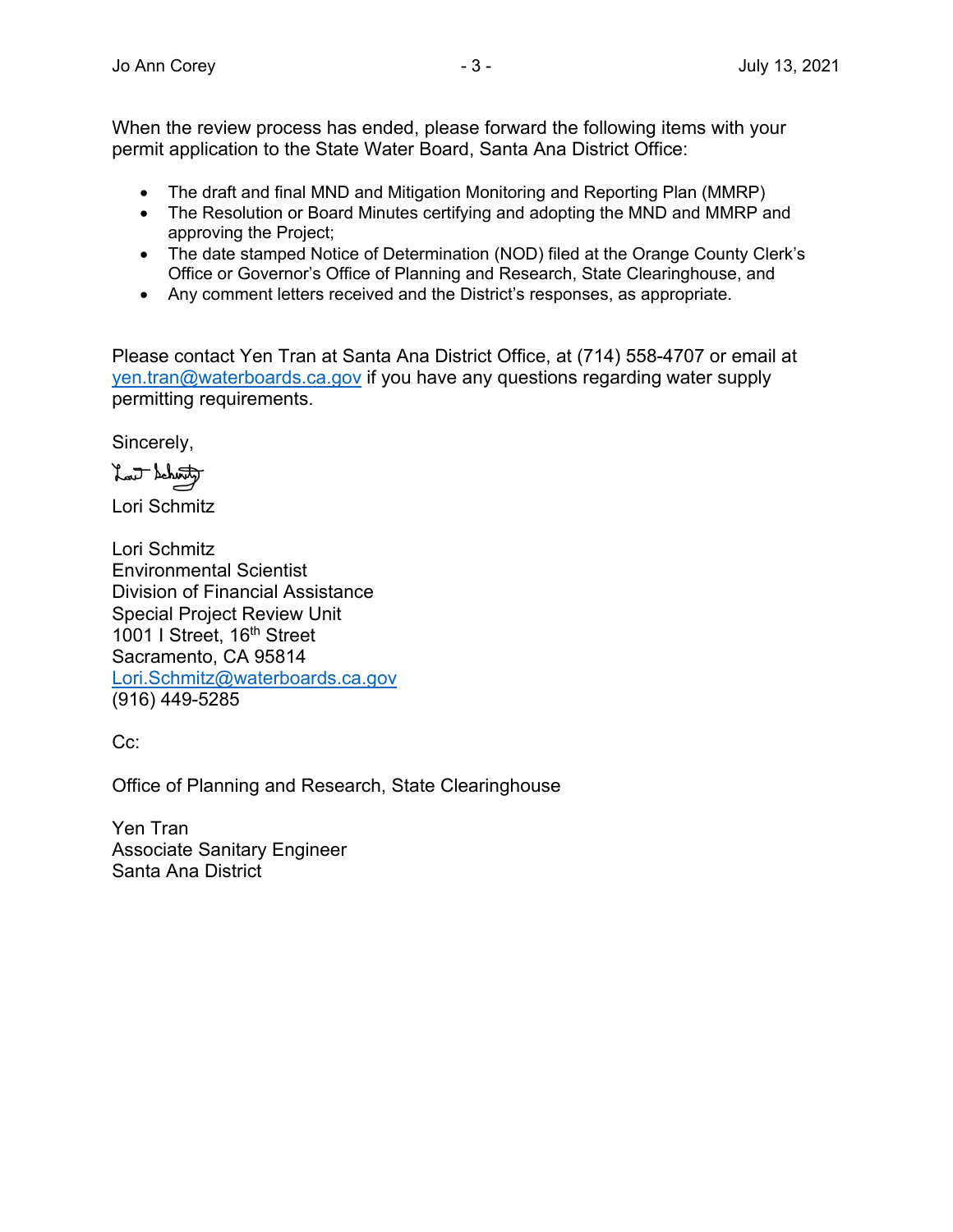When the review process has ended, please forward the following items with your permit application to the State Water Board, Santa Ana District Office:

- The draft and final MND and Mitigation Monitoring and Reporting Plan (MMRP)
- The Resolution or Board Minutes certifying and adopting the MND and MMRP and approving the Project;
- The date stamped Notice of Determination (NOD) filed at the Orange County Clerk's Office or Governor's Office of Planning and Research, State Clearinghouse, and
- Any comment letters received and the District's responses, as appropriate.

Please contact Yen Tran at Santa Ana District Office, at (714) 558-4707 or email at yen.tran@waterboards.ca.gov if you have any questions regarding water supply permitting requirements.

Sincerely,

Lori Schmitz

Lori Schmitz
Environmental Scientist
Division of Financial Assistance
Special Project Review Unit
1001 I Street, 16th Street
Sacramento, CA 95814
Lori.Schmitz@waterboards.ca.gov
(916) 449-5285

Cc:

Office of Planning and Research, State Clearinghouse

Yen Tran
Associate Sanitary Engineer
Santa Ana District